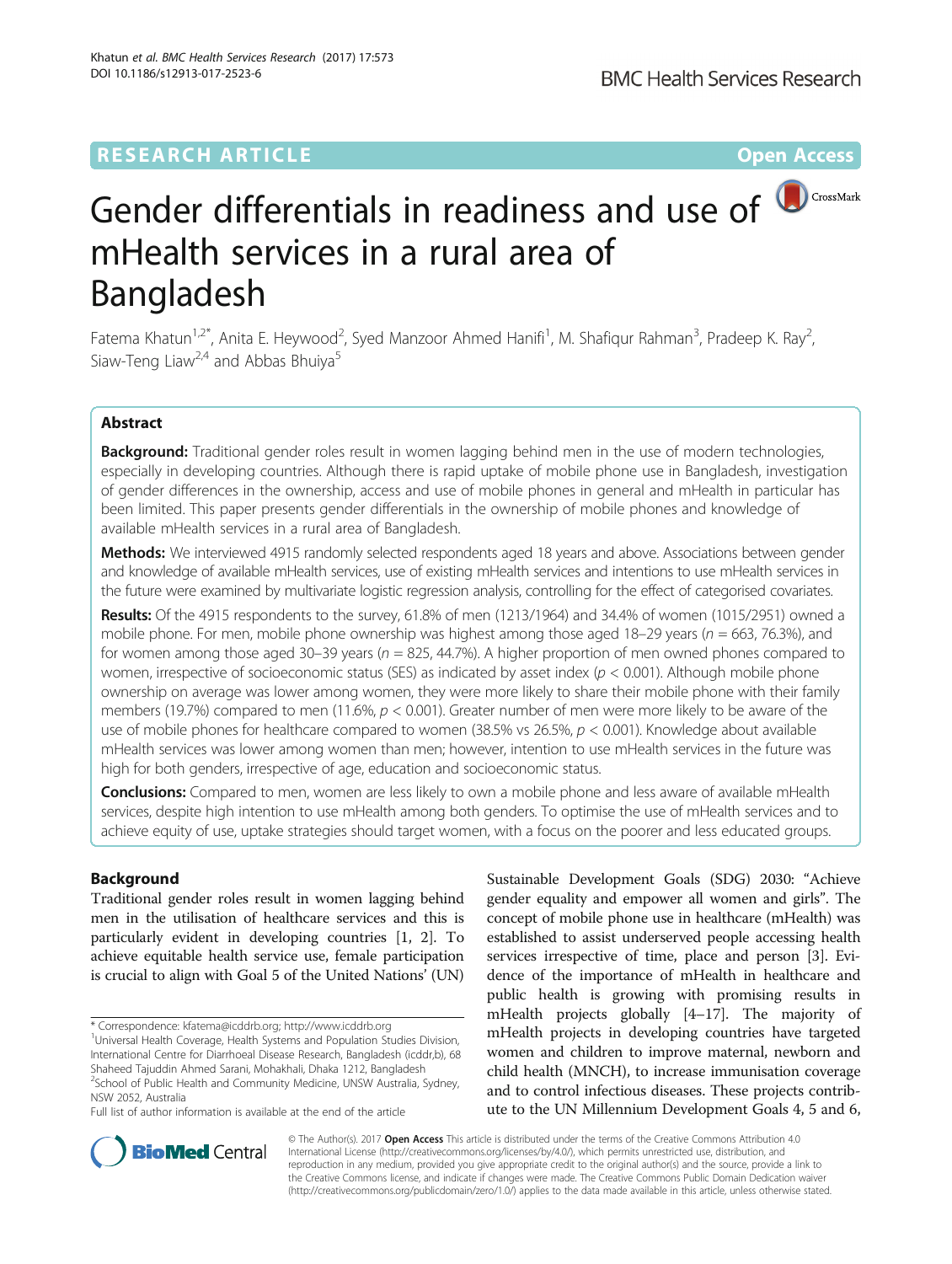RESEARCH ARTICLE

Open Access

# Gender differentials in readiness and use of mHealth services in a rural area of Bangladesh

Fatema Khatun[1,2*], Anita E. Heywood[2], Syed Manzoor Ahmed Hanifi[1], M. Shafiqur Rahman[3], Pradeep K. Ray[2], Siaw-Teng Liaw[2,4] and Abbas Bhuiya[5]

## Abstract

**Background:** Traditional gender roles result in women lagging behind men in the use of modern technologies, especially in developing countries. Although there is rapid uptake of mobile phone use in Bangladesh, investigation of gender differences in the ownership, access and use of mobile phones in general and mHealth in particular has been limited. This paper presents gender differentials in the ownership of mobile phones and knowledge of available mHealth services in a rural area of Bangladesh.

**Methods:** We interviewed 4915 randomly selected respondents aged 18 years and above. Associations between gender and knowledge of available mHealth services, use of existing mHealth services and intentions to use mHealth services in the future were examined by multivariate logistic regression analysis, controlling for the effect of categorised covariates.

**Results:** Of the 4915 respondents to the survey, 61.8% of men (1213/1964) and 34.4% of women (1015/2951) owned a mobile phone. For men, mobile phone ownership was highest among those aged 18–29 years ($n = 663$, 76.3%), and for women among those aged 30–39 years ($n = 825$, 44.7%). A higher proportion of men owned phones compared to women, irrespective of socioeconomic status (SES) as indicated by asset index ($p < 0.001$). Although mobile phone ownership on average was lower among women, they were more likely to share their mobile phone with their family members (19.7%) compared to men (11.6%, $p < 0.001$). Greater number of men were more likely to be aware of the use of mobile phones for healthcare compared to women (38.5% vs 26.5%, $p < 0.001$). Knowledge about available mHealth services was lower among women than men; however, intention to use mHealth services in the future was high for both genders, irrespective of age, education and socioeconomic status.

**Conclusions:** Compared to men, women are less likely to own a mobile phone and less aware of available mHealth services, despite high intention to use mHealth among both genders. To optimise the use of mHealth services and to achieve equity of use, uptake strategies should target women, with a focus on the poorer and less educated groups.

## Background

Traditional gender roles result in women lagging behind men in the utilisation of healthcare services and this is particularly evident in developing countries [1, 2]. To achieve equitable health service use, female participation is crucial to align with Goal 5 of the United Nations' (UN) Sustainable Development Goals (SDG) 2030: "Achieve gender equality and empower all women and girls". The concept of mobile phone use in healthcare (mHealth) was established to assist underserved people accessing health services irrespective of time, place and person [3]. Evidence of the importance of mHealth in healthcare and public health is growing with promising results in mHealth projects globally [4–17]. The majority of mHealth projects in developing countries have targeted women and children to improve maternal, newborn and child health (MNCH), to increase immunisation coverage and to control infectious diseases. These projects contribute to the UN Millennium Development Goals 4, 5 and 6,

\* Correspondence: kfatema@icddrb.org; http://www.icddrb.org
[1]Universal Health Coverage, Health Systems and Population Studies Division, International Centre for Diarrhoeal Disease Research, Bangladesh (icddr,b), 68 Shaheed Tajuddin Ahmed Sarani, Mohakhali, Dhaka 1212, Bangladesh
[2]School of Public Health and Community Medicine, UNSW Australia, Sydney, NSW 2052, Australia
Full list of author information is available at the end of the article

© The Author(s). 2017 **Open Access** This article is distributed under the terms of the Creative Commons Attribution 4.0 International License (http://creativecommons.org/licenses/by/4.0/), which permits unrestricted use, distribution, and reproduction in any medium, provided you give appropriate credit to the original author(s) and the source, provide a link to the Creative Commons license, and indicate if changes were made. The Creative Commons Public Domain Dedication waiver (http://creativecommons.org/publicdomain/zero/1.0/) applies to the data made available in this article, unless otherwise stated.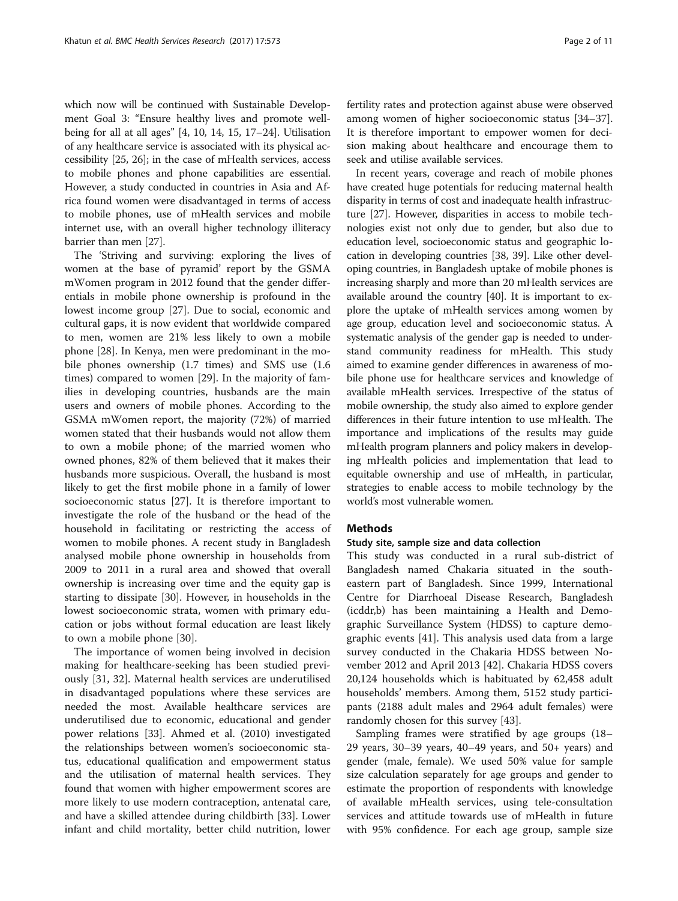which now will be continued with Sustainable Development Goal 3: "Ensure healthy lives and promote well-being for all at all ages" [4, 10, 14, 15, 17–24]. Utilisation of any healthcare service is associated with its physical accessibility [25, 26]; in the case of mHealth services, access to mobile phones and phone capabilities are essential. However, a study conducted in countries in Asia and Africa found women were disadvantaged in terms of access to mobile phones, use of mHealth services and mobile internet use, with an overall higher technology illiteracy barrier than men [27].

The 'Striving and surviving: exploring the lives of women at the base of pyramid' report by the GSMA mWomen program in 2012 found that the gender differentials in mobile phone ownership is profound in the lowest income group [27]. Due to social, economic and cultural gaps, it is now evident that worldwide compared to men, women are 21% less likely to own a mobile phone [28]. In Kenya, men were predominant in the mobile phones ownership (1.7 times) and SMS use (1.6 times) compared to women [29]. In the majority of families in developing countries, husbands are the main users and owners of mobile phones. According to the GSMA mWomen report, the majority (72%) of married women stated that their husbands would not allow them to own a mobile phone; of the married women who owned phones, 82% of them believed that it makes their husbands more suspicious. Overall, the husband is most likely to get the first mobile phone in a family of lower socioeconomic status [27]. It is therefore important to investigate the role of the husband or the head of the household in facilitating or restricting the access of women to mobile phones. A recent study in Bangladesh analysed mobile phone ownership in households from 2009 to 2011 in a rural area and showed that overall ownership is increasing over time and the equity gap is starting to dissipate [30]. However, in households in the lowest socioeconomic strata, women with primary education or jobs without formal education are least likely to own a mobile phone [30].

The importance of women being involved in decision making for healthcare-seeking has been studied previously [31, 32]. Maternal health services are underutilised in disadvantaged populations where these services are needed the most. Available healthcare services are underutilised due to economic, educational and gender power relations [33]. Ahmed et al. (2010) investigated the relationships between women's socioeconomic status, educational qualification and empowerment status and the utilisation of maternal health services. They found that women with higher empowerment scores are more likely to use modern contraception, antenatal care, and have a skilled attendee during childbirth [33]. Lower infant and child mortality, better child nutrition, lower fertility rates and protection against abuse were observed among women of higher socioeconomic status [34–37]. It is therefore important to empower women for decision making about healthcare and encourage them to seek and utilise available services.

In recent years, coverage and reach of mobile phones have created huge potentials for reducing maternal health disparity in terms of cost and inadequate health infrastructure [27]. However, disparities in access to mobile technologies exist not only due to gender, but also due to education level, socioeconomic status and geographic location in developing countries [38, 39]. Like other developing countries, in Bangladesh uptake of mobile phones is increasing sharply and more than 20 mHealth services are available around the country [40]. It is important to explore the uptake of mHealth services among women by age group, education level and socioeconomic status. A systematic analysis of the gender gap is needed to understand community readiness for mHealth. This study aimed to examine gender differences in awareness of mobile phone use for healthcare services and knowledge of available mHealth services. Irrespective of the status of mobile ownership, the study also aimed to explore gender differences in their future intention to use mHealth. The importance and implications of the results may guide mHealth program planners and policy makers in developing mHealth policies and implementation that lead to equitable ownership and use of mHealth, in particular, strategies to enable access to mobile technology by the world's most vulnerable women.

## Methods

### Study site, sample size and data collection

This study was conducted in a rural sub-district of Bangladesh named Chakaria situated in the south-eastern part of Bangladesh. Since 1999, International Centre for Diarrhoeal Disease Research, Bangladesh (icddr,b) has been maintaining a Health and Demographic Surveillance System (HDSS) to capture demographic events [41]. This analysis used data from a large survey conducted in the Chakaria HDSS between November 2012 and April 2013 [42]. Chakaria HDSS covers 20,124 households which is habituated by 62,458 adult households' members. Among them, 5152 study participants (2188 adult males and 2964 adult females) were randomly chosen for this survey [43].

Sampling frames were stratified by age groups (18–29 years, 30–39 years, 40–49 years, and 50+ years) and gender (male, female). We used 50% value for sample size calculation separately for age groups and gender to estimate the proportion of respondents with knowledge of available mHealth services, using tele-consultation services and attitude towards use of mHealth in future with 95% confidence. For each age group, sample size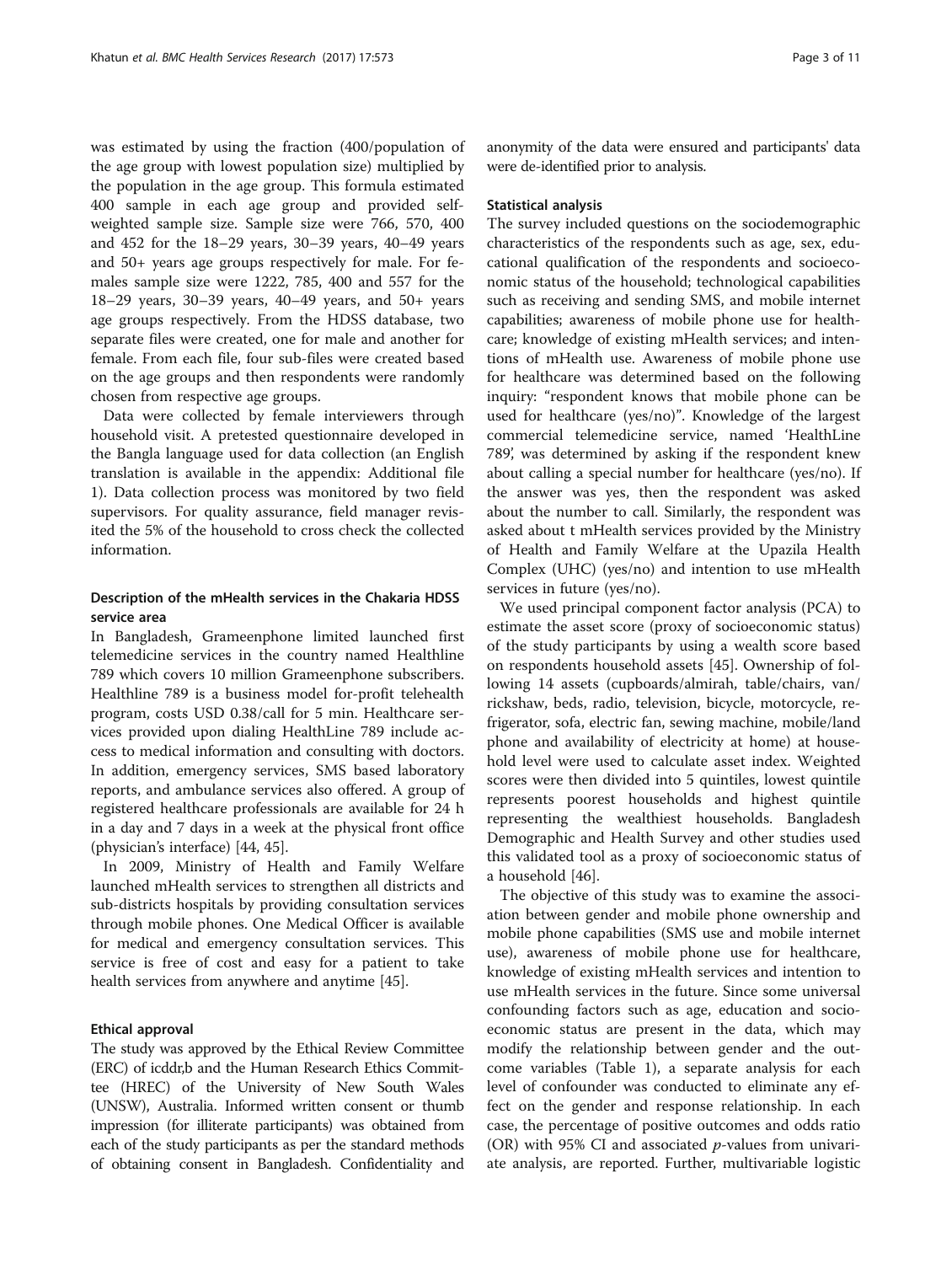was estimated by using the fraction (400/population of the age group with lowest population size) multiplied by the population in the age group. This formula estimated 400 sample in each age group and provided self-weighted sample size. Sample size were 766, 570, 400 and 452 for the 18–29 years, 30–39 years, 40–49 years and 50+ years age groups respectively for male. For females sample size were 1222, 785, 400 and 557 for the 18–29 years, 30–39 years, 40–49 years, and 50+ years age groups respectively. From the HDSS database, two separate files were created, one for male and another for female. From each file, four sub-files were created based on the age groups and then respondents were randomly chosen from respective age groups.

Data were collected by female interviewers through household visit. A pretested questionnaire developed in the Bangla language used for data collection (an English translation is available in the appendix: Additional file 1). Data collection process was monitored by two field supervisors. For quality assurance, field manager revisited the 5% of the household to cross check the collected information.

### Description of the mHealth services in the Chakaria HDSS service area

In Bangladesh, Grameenphone limited launched first telemedicine services in the country named Healthline 789 which covers 10 million Grameenphone subscribers. Healthline 789 is a business model for-profit telehealth program, costs USD 0.38/call for 5 min. Healthcare services provided upon dialing HealthLine 789 include access to medical information and consulting with doctors. In addition, emergency services, SMS based laboratory reports, and ambulance services also offered. A group of registered healthcare professionals are available for 24 h in a day and 7 days in a week at the physical front office (physician's interface) [44, 45].

In 2009, Ministry of Health and Family Welfare launched mHealth services to strengthen all districts and sub-districts hospitals by providing consultation services through mobile phones. One Medical Officer is available for medical and emergency consultation services. This service is free of cost and easy for a patient to take health services from anywhere and anytime [45].

### Ethical approval

The study was approved by the Ethical Review Committee (ERC) of icddr,b and the Human Research Ethics Committee (HREC) of the University of New South Wales (UNSW), Australia. Informed written consent or thumb impression (for illiterate participants) was obtained from each of the study participants as per the standard methods of obtaining consent in Bangladesh. Confidentiality and anonymity of the data were ensured and participants' data were de-identified prior to analysis.

### Statistical analysis

The survey included questions on the sociodemographic characteristics of the respondents such as age, sex, educational qualification of the respondents and socioeconomic status of the household; technological capabilities such as receiving and sending SMS, and mobile internet capabilities; awareness of mobile phone use for healthcare; knowledge of existing mHealth services; and intentions of mHealth use. Awareness of mobile phone use for healthcare was determined based on the following inquiry: "respondent knows that mobile phone can be used for healthcare (yes/no)". Knowledge of the largest commercial telemedicine service, named 'HealthLine 789', was determined by asking if the respondent knew about calling a special number for healthcare (yes/no). If the answer was yes, then the respondent was asked about the number to call. Similarly, the respondent was asked about t mHealth services provided by the Ministry of Health and Family Welfare at the Upazila Health Complex (UHC) (yes/no) and intention to use mHealth services in future (yes/no).

We used principal component factor analysis (PCA) to estimate the asset score (proxy of socioeconomic status) of the study participants by using a wealth score based on respondents household assets [45]. Ownership of following 14 assets (cupboards/almirah, table/chairs, van/rickshaw, beds, radio, television, bicycle, motorcycle, refrigerator, sofa, electric fan, sewing machine, mobile/land phone and availability of electricity at home) at household level were used to calculate asset index. Weighted scores were then divided into 5 quintiles, lowest quintile represents poorest households and highest quintile representing the wealthiest households. Bangladesh Demographic and Health Survey and other studies used this validated tool as a proxy of socioeconomic status of a household [46].

The objective of this study was to examine the association between gender and mobile phone ownership and mobile phone capabilities (SMS use and mobile internet use), awareness of mobile phone use for healthcare, knowledge of existing mHealth services and intention to use mHealth services in the future. Since some universal confounding factors such as age, education and socioeconomic status are present in the data, which may modify the relationship between gender and the outcome variables (Table 1), a separate analysis for each level of confounder was conducted to eliminate any effect on the gender and response relationship. In each case, the percentage of positive outcomes and odds ratio (OR) with 95% CI and associated *p*-values from univariate analysis, are reported. Further, multivariable logistic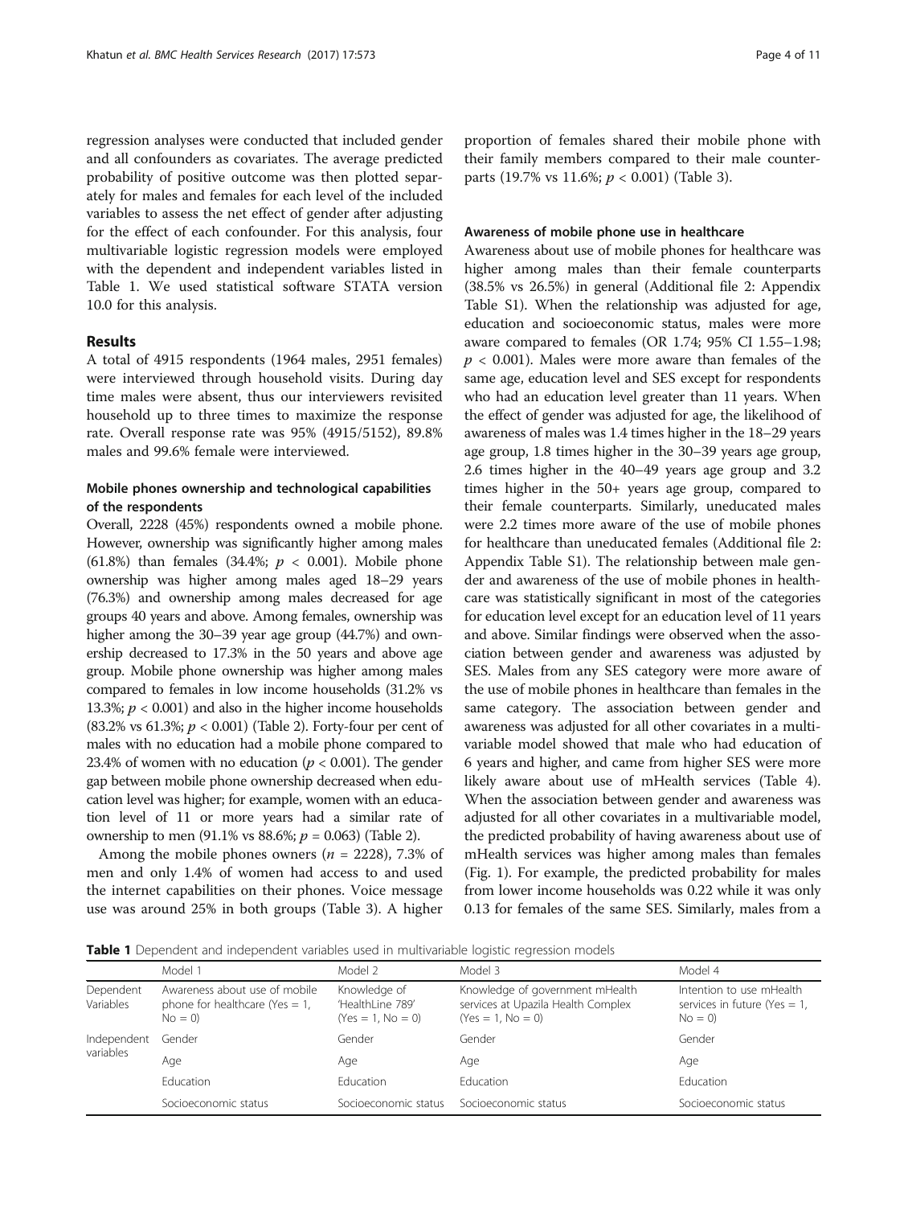regression analyses were conducted that included gender and all confounders as covariates. The average predicted probability of positive outcome was then plotted separately for males and females for each level of the included variables to assess the net effect of gender after adjusting for the effect of each confounder. For this analysis, four multivariable logistic regression models were employed with the dependent and independent variables listed in Table 1. We used statistical software STATA version 10.0 for this analysis.

## Results

A total of 4915 respondents (1964 males, 2951 females) were interviewed through household visits. During day time males were absent, thus our interviewers revisited household up to three times to maximize the response rate. Overall response rate was 95% (4915/5152), 89.8% males and 99.6% female were interviewed.

### Mobile phones ownership and technological capabilities of the respondents

Overall, 2228 (45%) respondents owned a mobile phone. However, ownership was significantly higher among males (61.8%) than females (34.4%; $p < 0.001$). Mobile phone ownership was higher among males aged 18–29 years (76.3%) and ownership among males decreased for age groups 40 years and above. Among females, ownership was higher among the 30–39 year age group (44.7%) and ownership decreased to 17.3% in the 50 years and above age group. Mobile phone ownership was higher among males compared to females in low income households (31.2% vs 13.3%; $p < 0.001$) and also in the higher income households (83.2% vs 61.3%; $p < 0.001$) (Table 2). Forty-four per cent of males with no education had a mobile phone compared to 23.4% of women with no education ($p < 0.001$). The gender gap between mobile phone ownership decreased when education level was higher; for example, women with an education level of 11 or more years had a similar rate of ownership to men (91.1% vs 88.6%; $p = 0.063$) (Table 2).

Among the mobile phones owners ($n = 2228$), 7.3% of men and only 1.4% of women had access to and used the internet capabilities on their phones. Voice message use was around 25% in both groups (Table 3). A higher proportion of females shared their mobile phone with their family members compared to their male counterparts (19.7% vs 11.6%; $p < 0.001$) (Table 3).

### Awareness of mobile phone use in healthcare

Awareness about use of mobile phones for healthcare was higher among males than their female counterparts (38.5% vs 26.5%) in general (Additional file 2: Appendix Table S1). When the relationship was adjusted for age, education and socioeconomic status, males were more aware compared to females (OR 1.74; 95% CI 1.55–1.98; $p < 0.001$). Males were more aware than females of the same age, education level and SES except for respondents who had an education level greater than 11 years. When the effect of gender was adjusted for age, the likelihood of awareness of males was 1.4 times higher in the 18–29 years age group, 1.8 times higher in the 30–39 years age group, 2.6 times higher in the 40–49 years age group and 3.2 times higher in the 50+ years age group, compared to their female counterparts. Similarly, uneducated males were 2.2 times more aware of the use of mobile phones for healthcare than uneducated females (Additional file 2: Appendix Table S1). The relationship between male gender and awareness of the use of mobile phones in healthcare was statistically significant in most of the categories for education level except for an education level of 11 years and above. Similar findings were observed when the association between gender and awareness was adjusted by SES. Males from any SES category were more aware of the use of mobile phones in healthcare than females in the same category. The association between gender and awareness was adjusted for all other covariates in a multivariable model showed that male who had education of 6 years and higher, and came from higher SES were more likely aware about use of mHealth services (Table 4). When the association between gender and awareness was adjusted for all other covariates in a multivariable model, the predicted probability of having awareness about use of mHealth services was higher among males than females (Fig. 1). For example, the predicted probability for males from lower income households was 0.22 while it was only 0.13 for females of the same SES. Similarly, males from a

**Table 1** Dependent and independent variables used in multivariable logistic regression models

| | Model 1 | Model 2 | Model 3 | Model 4 |
|---|---|---|---|---|
| Dependent Variables | Awareness about use of mobile phone for healthcare (Yes = 1, No = 0) | Knowledge of 'HealthLine 789' (Yes = 1, No = 0) | Knowledge of government mHealth services at Upazila Health Complex (Yes = 1, No = 0) | Intention to use mHealth services in future (Yes = 1, No = 0) |
| Independent variables | Gender | Gender | Gender | Gender |
| | Age | Age | Age | Age |
| | Education | Education | Education | Education |
| | Socioeconomic status | Socioeconomic status | Socioeconomic status | Socioeconomic status |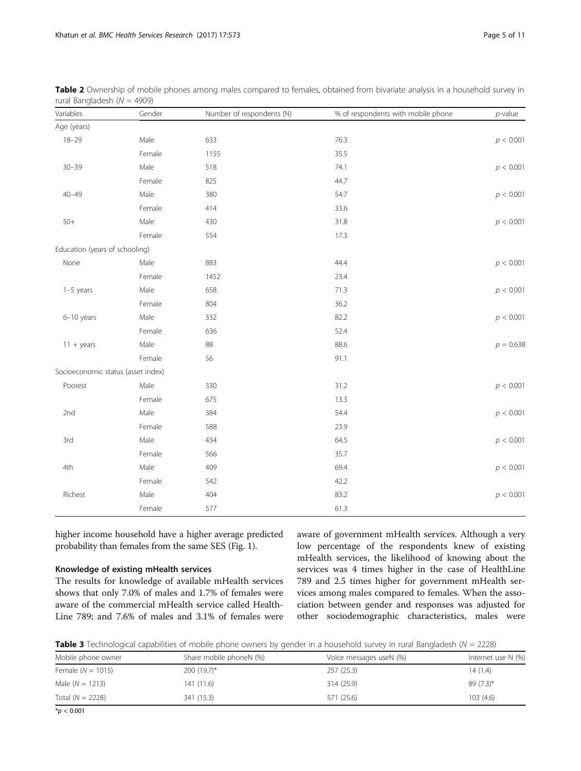**Table 2** Ownership of mobile phones among males compared to females, obtained from bivariate analysis in a household survey in rural Bangladesh ($N = 4909$)

| Variables | Gender | Number of respondents (N) | % of respondents with mobile phone | *p*-value |
|---|---|---|---|---|
| Age (years) | | | | |
| 18–29 | Male | 633 | 76.3 | $p < 0.001$ |
| | Female | 1155 | 35.5 | |
| 30–39 | Male | 518 | 74.1 | $p < 0.001$ |
| | Female | 825 | 44.7 | |
| 40–49 | Male | 380 | 54.7 | $p < 0.001$ |
| | Female | 414 | 33.6 | |
| 50+ | Male | 430 | 31.8 | $p < 0.001$ |
| | Female | 554 | 17.3 | |
| Education (years of schooling) | | | | |
| None | Male | 883 | 44.4 | $p < 0.001$ |
| | Female | 1452 | 23.4 | |
| 1–5 years | Male | 658 | 71.3 | $p < 0.001$ |
| | Female | 804 | 36.2 | |
| 6–10 years | Male | 332 | 82.2 | $p < 0.001$ |
| | Female | 636 | 52.4 | |
| 11 + years | Male | 88 | 88.6 | $p = 0.638$ |
| | Female | 56 | 91.1 | |
| Socioeconomic status (asset index) | | | | |
| Poorest | Male | 330 | 31.2 | $p < 0.001$ |
| | Female | 675 | 13.3 | |
| 2nd | Male | 384 | 54.4 | $p < 0.001$ |
| | Female | 588 | 23.9 | |
| 3rd | Male | 434 | 64.5 | $p < 0.001$ |
| | Female | 566 | 35.7 | |
| 4th | Male | 409 | 69.4 | $p < 0.001$ |
| | Female | 542 | 42.2 | |
| Richest | Male | 404 | 83.2 | $p < 0.001$ |
| | Female | 577 | 61.3 | |

higher income household have a higher average predicted probability than females from the same SES (Fig. 1).

### Knowledge of existing mHealth services

The results for knowledge of available mHealth services shows that only 7.0% of males and 1.7% of females were aware of the commercial mHealth service called Health-Line 789; and 7.6% of males and 3.1% of females were aware of government mHealth services. Although a very low percentage of the respondents knew of existing mHealth services, the likelihood of knowing about the services was 4 times higher in the case of HealthLine 789 and 2.5 times higher for government mHealth services among males compared to females. When the association between gender and responses was adjusted for other sociodemographic characteristics, males were

**Table 3** Technological capabilities of mobile phone owners by gender in a household survey in rural Bangladesh ($N = 2228$)

| Mobile phone owner | Share mobile phoneN (%) | Voice messages useN (%) | Internet use N (%) |
|---|---|---|---|
| Female ($N = 1015$) | 200 (19.7)* | 257 (25.3) | 14 (1.4) |
| Male ($N = 1213$) | 141 (11.6) | 314 (25.9) | 89 (7.3)* |
| Total ($N = 2228$) | 341 (15.3) | 571 (25.6) | 103 (4.6) |

*$p < 0.001$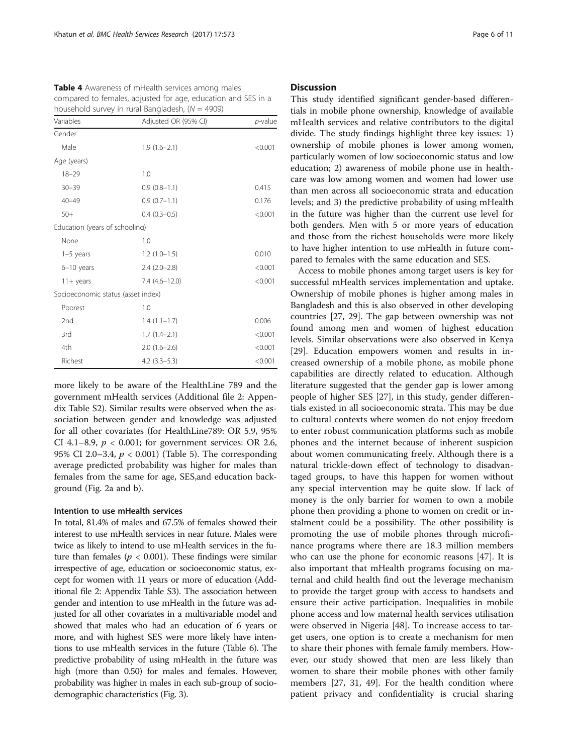**Table 4** Awareness of mHealth services among males compared to females, adjusted for age, education and SES in a household survey in rural Bangladesh, ($N = 4909$)

| Variables | Adjusted OR (95% CI) | *p*-value |
|---|---|---|
| Gender | | |
| Male | 1.9 (1.6–2.1) | <0.001 |
| Age (years) | | |
| 18–29 | 1.0 | |
| 30–39 | 0.9 (0.8–1.1) | 0.415 |
| 40–49 | 0.9 (0.7–1.1) | 0.176 |
| 50+ | 0.4 (0.3–0.5) | <0.001 |
| Education (years of schooling) | | |
| None | 1.0 | |
| 1–5 years | 1.2 (1.0–1.5) | 0.010 |
| 6–10 years | 2.4 (2.0–2.8) | <0.001 |
| 11+ years | 7.4 (4.6–12.0) | <0.001 |
| Socioeconomic status (asset index) | | |
| Poorest | 1.0 | |
| 2nd | 1.4 (1.1–1.7) | 0.006 |
| 3rd | 1.7 (1.4–2.1) | <0.001 |
| 4th | 2.0 (1.6–2.6) | <0.001 |
| Richest | 4.2 (3.3–5.3) | <0.001 |

more likely to be aware of the HealthLine 789 and the government mHealth services (Additional file 2: Appendix Table S2). Similar results were observed when the association between gender and knowledge was adjusted for all other covariates (for HealthLine789: OR 5.9, 95% CI 4.1–8.9, $p < 0.001$; for government services: OR 2.6, 95% CI 2.0–3.4, $p < 0.001$) (Table 5). The corresponding average predicted probability was higher for males than females from the same for age, SES,and education background (Fig. 2a and b).

### Intention to use mHealth services

In total, 81.4% of males and 67.5% of females showed their interest to use mHealth services in near future. Males were twice as likely to intend to use mHealth services in the future than females ($p < 0.001$). These findings were similar irrespective of age, education or socioeconomic status, except for women with 11 years or more of education (Additional file 2: Appendix Table S3). The association between gender and intention to use mHealth in the future was adjusted for all other covariates in a multivariable model and showed that males who had an education of 6 years or more, and with highest SES were more likely have intentions to use mHealth services in the future (Table 6). The predictive probability of using mHealth in the future was high (more than 0.50) for males and females. However, probability was higher in males in each sub-group of sociodemographic characteristics (Fig. 3).

## Discussion

This study identified significant gender-based differentials in mobile phone ownership, knowledge of available mHealth services and relative contributors to the digital divide. The study findings highlight three key issues: 1) ownership of mobile phones is lower among women, particularly women of low socioeconomic status and low education; 2) awareness of mobile phone use in healthcare was low among women and women had lower use than men across all socioeconomic strata and education levels; and 3) the predictive probability of using mHealth in the future was higher than the current use level for both genders. Men with 5 or more years of education and those from the richest households were more likely to have higher intention to use mHealth in future compared to females with the same education and SES.

Access to mobile phones among target users is key for successful mHealth services implementation and uptake. Ownership of mobile phones is higher among males in Bangladesh and this is also observed in other developing countries [27, 29]. The gap between ownership was not found among men and women of highest education levels. Similar observations were also observed in Kenya [29]. Education empowers women and results in increased ownership of a mobile phone, as mobile phone capabilities are directly related to education. Although literature suggested that the gender gap is lower among people of higher SES [27], in this study, gender differentials existed in all socioeconomic strata. This may be due to cultural contexts where women do not enjoy freedom to enter robust communication platforms such as mobile phones and the internet because of inherent suspicion about women communicating freely. Although there is a natural trickle-down effect of technology to disadvantaged groups, to have this happen for women without any special intervention may be quite slow. If lack of money is the only barrier for women to own a mobile phone then providing a phone to women on credit or instalment could be a possibility. The other possibility is promoting the use of mobile phones through microfinance programs where there are 18.3 million members who can use the phone for economic reasons [47]. It is also important that mHealth programs focusing on maternal and child health find out the leverage mechanism to provide the target group with access to handsets and ensure their active participation. Inequalities in mobile phone access and low maternal health services utilisation were observed in Nigeria [48]. To increase access to target users, one option is to create a mechanism for men to share their phones with female family members. However, our study showed that men are less likely than women to share their mobile phones with other family members [27, 31, 49]. For the health condition where patient privacy and confidentiality is crucial sharing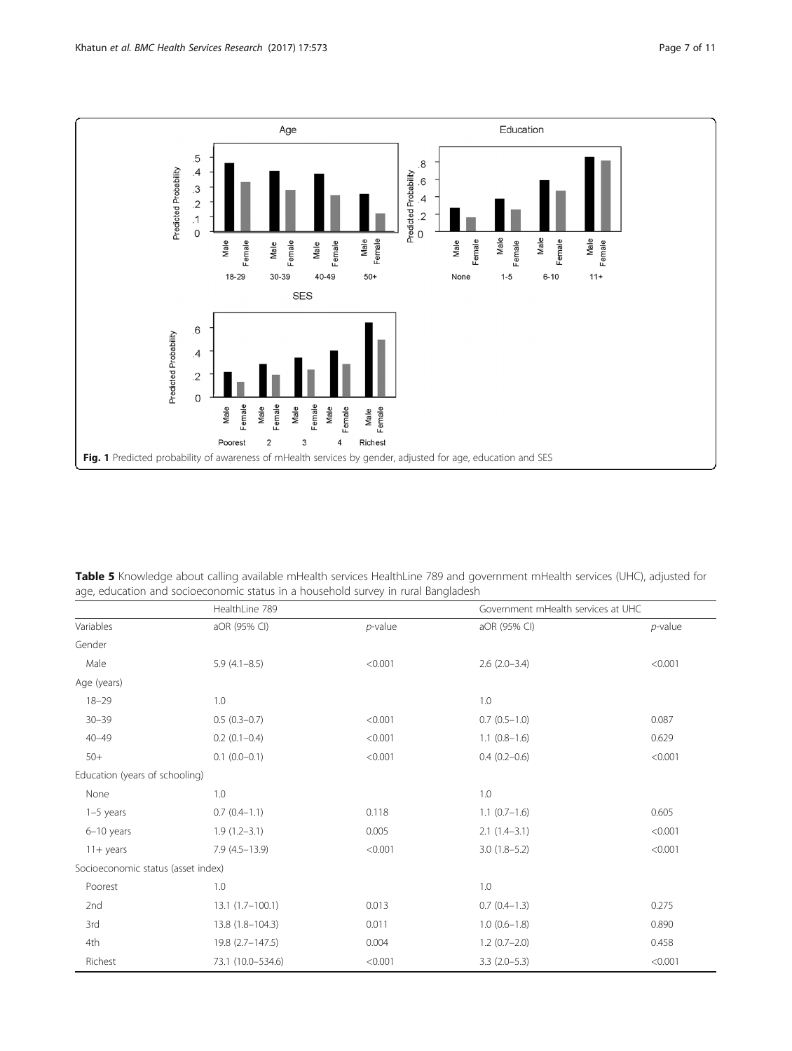**Fig. 1** Predicted probability of awareness of mHealth services by gender, adjusted for age, education and SES

**Table 5** Knowledge about calling available mHealth services HealthLine 789 and government mHealth services (UHC), adjusted for age, education and socioeconomic status in a household survey in rural Bangladesh

| | HealthLine 789 | | Government mHealth services at UHC | |
|---|---|---|---|---|
| Variables | aOR (95% CI) | *p*-value | aOR (95% CI) | *p*-value |
| Gender | | | | |
| Male | 5.9 (4.1–8.5) | <0.001 | 2.6 (2.0–3.4) | <0.001 |
| Age (years) | | | | |
| 18–29 | 1.0 | | 1.0 | |
| 30–39 | 0.5 (0.3–0.7) | <0.001 | 0.7 (0.5–1.0) | 0.087 |
| 40–49 | 0.2 (0.1–0.4) | <0.001 | 1.1 (0.8–1.6) | 0.629 |
| 50+ | 0.1 (0.0–0.1) | <0.001 | 0.4 (0.2–0.6) | <0.001 |
| Education (years of schooling) | | | | |
| None | 1.0 | | 1.0 | |
| 1–5 years | 0.7 (0.4–1.1) | 0.118 | 1.1 (0.7–1.6) | 0.605 |
| 6–10 years | 1.9 (1.2–3.1) | 0.005 | 2.1 (1.4–3.1) | <0.001 |
| 11+ years | 7.9 (4.5–13.9) | <0.001 | 3.0 (1.8–5.2) | <0.001 |
| Socioeconomic status (asset index) | | | | |
| Poorest | 1.0 | | 1.0 | |
| 2nd | 13.1 (1.7–100.1) | 0.013 | 0.7 (0.4–1.3) | 0.275 |
| 3rd | 13.8 (1.8–104.3) | 0.011 | 1.0 (0.6–1.8) | 0.890 |
| 4th | 19.8 (2.7–147.5) | 0.004 | 1.2 (0.7–2.0) | 0.458 |
| Richest | 73.1 (10.0–534.6) | <0.001 | 3.3 (2.0–5.3) | <0.001 |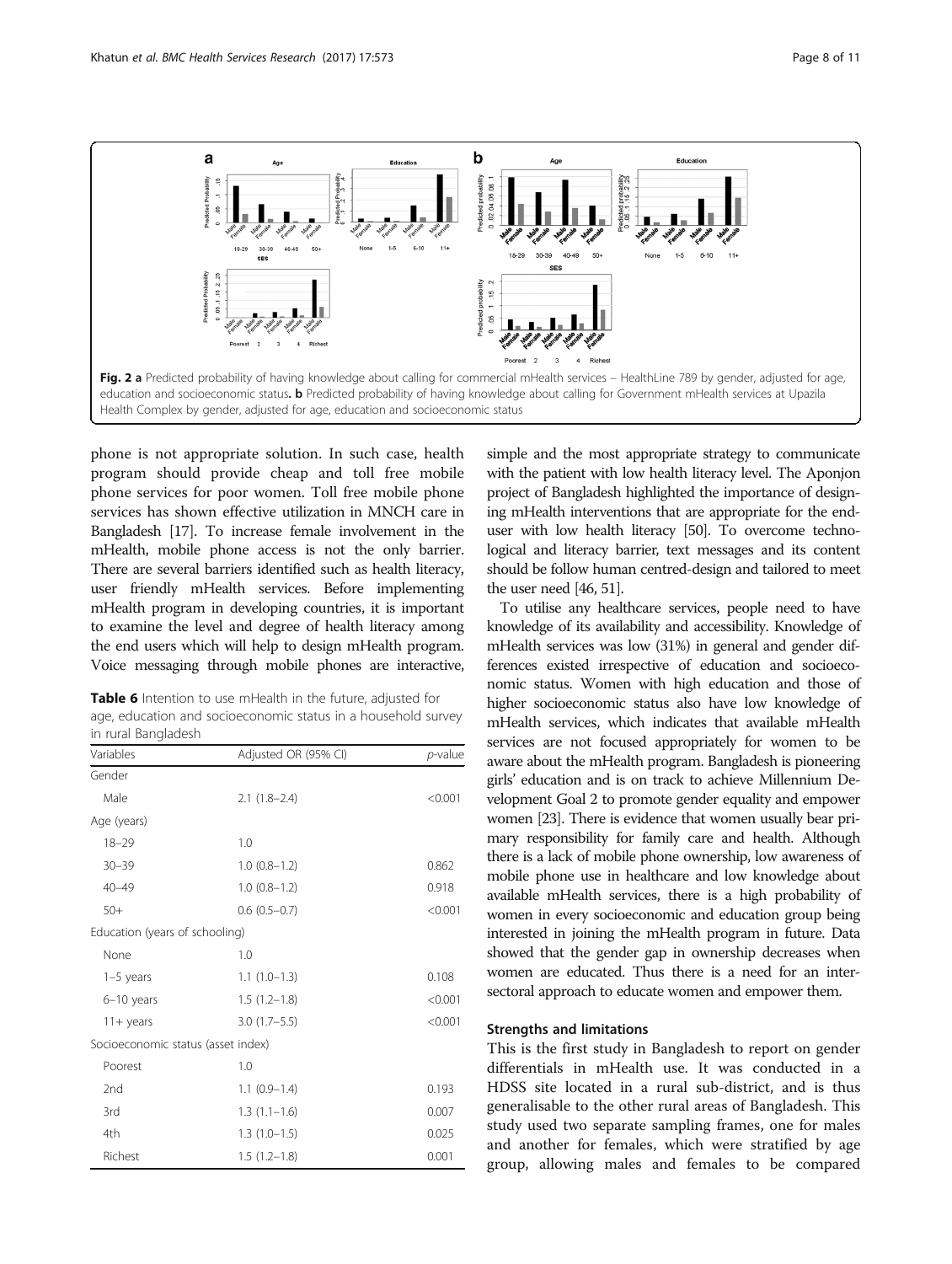Fig. 2 **a** Predicted probability of having knowledge about calling for commercial mHealth services – HealthLine 789 by gender, adjusted for age, education and socioeconomic status. **b** Predicted probability of having knowledge about calling for Government mHealth services at Upazila Health Complex by gender, adjusted for age, education and socioeconomic status

phone is not appropriate solution. In such case, health program should provide cheap and toll free mobile phone services for poor women. Toll free mobile phone services has shown effective utilization in MNCH care in Bangladesh [17]. To increase female involvement in the mHealth, mobile phone access is not the only barrier. There are several barriers identified such as health literacy, user friendly mHealth services. Before implementing mHealth program in developing countries, it is important to examine the level and degree of health literacy among the end users which will help to design mHealth program. Voice messaging through mobile phones are interactive, simple and the most appropriate strategy to communicate with the patient with low health literacy level. The Aponjon project of Bangladesh highlighted the importance of designing mHealth interventions that are appropriate for the end-user with low health literacy [50]. To overcome technological and literacy barrier, text messages and its content should be follow human centred-design and tailored to meet the user need [46, 51].

**Table 6** Intention to use mHealth in the future, adjusted for age, education and socioeconomic status in a household survey in rural Bangladesh

| Variables | Adjusted OR (95% CI) | *p*-value |
|---|---|---|
| Gender | | |
| Male | 2.1 (1.8–2.4) | <0.001 |
| Age (years) | | |
| 18–29 | 1.0 | |
| 30–39 | 1.0 (0.8–1.2) | 0.862 |
| 40–49 | 1.0 (0.8–1.2) | 0.918 |
| 50+ | 0.6 (0.5–0.7) | <0.001 |
| Education (years of schooling) | | |
| None | 1.0 | |
| 1–5 years | 1.1 (1.0–1.3) | 0.108 |
| 6–10 years | 1.5 (1.2–1.8) | <0.001 |
| 11+ years | 3.0 (1.7–5.5) | <0.001 |
| Socioeconomic status (asset index) | | |
| Poorest | 1.0 | |
| 2nd | 1.1 (0.9–1.4) | 0.193 |
| 3rd | 1.3 (1.1–1.6) | 0.007 |
| 4th | 1.3 (1.0–1.5) | 0.025 |
| Richest | 1.5 (1.2–1.8) | 0.001 |

To utilise any healthcare services, people need to have knowledge of its availability and accessibility. Knowledge of mHealth services was low (31%) in general and gender differences existed irrespective of education and socioeconomic status. Women with high education and those of higher socioeconomic status also have low knowledge of mHealth services, which indicates that available mHealth services are not focused appropriately for women to be aware about the mHealth program. Bangladesh is pioneering girls' education and is on track to achieve Millennium Development Goal 2 to promote gender equality and empower women [23]. There is evidence that women usually bear primary responsibility for family care and health. Although there is a lack of mobile phone ownership, low awareness of mobile phone use in healthcare and low knowledge about available mHealth services, there is a high probability of women in every socioeconomic and education group being interested in joining the mHealth program in future. Data showed that the gender gap in ownership decreases when women are educated. Thus there is a need for an intersectoral approach to educate women and empower them.

### Strengths and limitations

This is the first study in Bangladesh to report on gender differentials in mHealth use. It was conducted in a HDSS site located in a rural sub-district, and is thus generalisable to the other rural areas of Bangladesh. This study used two separate sampling frames, one for males and another for females, which were stratified by age group, allowing males and females to be compared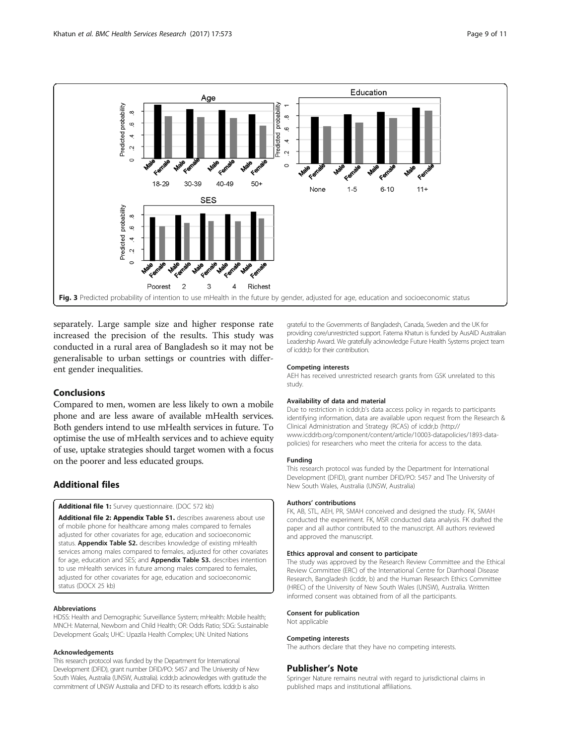Age

Predicted probability

0 .2 .4 .6 .8

Male Female Male Female Male Female Male Female

18-29 30-39 40-49 50+

Education

Predicted probability

0 .2 .4 .6 .8 1

Male Female Male Female Male Female Male Female

None 1-5 6-10 11+

SES

Predicted probability

0 .2 .4 .6 .8

Male Female Male Female Male Female Male Female Male Female

Poorest 2 3 4 Richest

**Fig. 3** Predicted probability of intention to use mHealth in the future by gender, adjusted for age, education and socioeconomic status

separately. Large sample size and higher response rate increased the precision of the results. This study was conducted in a rural area of Bangladesh so it may not be generalisable to urban settings or countries with different gender inequalities.

## Conclusions

Compared to men, women are less likely to own a mobile phone and are less aware of available mHealth services. Both genders intend to use mHealth services in future. To optimise the use of mHealth services and to achieve equity of use, uptake strategies should target women with a focus on the poorer and less educated groups.

## Additional files

**Additional file 1:** Survey questionnaire. (DOC 572 kb)

**Additional file 2: Appendix Table S1.** describes awareness about use of mobile phone for healthcare among males compared to females adjusted for other covariates for age, education and socioeconomic status. **Appendix Table S2.** describes knowledge of existing mHealth services among males compared to females, adjusted for other covariates for age, education and SES; and **Appendix Table S3.** describes intention to use mHealth services in future among males compared to females, adjusted for other covariates for age, education and socioeconomic status (DOCX 25 kb)

#### Abbreviations

HDSS: Health and Demographic Surveillance System; mHealth: Mobile health; MNCH: Maternal, Newborn and Child Health; OR: Odds Ratio; SDG: Sustainable Development Goals; UHC: Upazila Health Complex; UN: United Nations

#### Acknowledgements

This research protocol was funded by the Department for International Development (DFID), grant number DFID/PO: 5457 and The University of New South Wales, Australia (UNSW, Australia). icddr,b acknowledges with gratitude the commitment of UNSW Australia and DFID to its research efforts. Icddr,b is also grateful to the Governments of Bangladesh, Canada, Sweden and the UK for providing core/unrestricted support. Fatema Khatun is funded by AusAID Australian Leadership Award. We gratefully acknowledge Future Health Systems project team of icddr,b for their contribution.

#### Competing interests

AEH has received unrestricted research grants from GSK unrelated to this study.

#### Availability of data and material

Due to restriction in icddr,b's data access policy in regards to participants identifying information, data are available upon request from the Research & Clinical Administration and Strategy (RCAS) of icddr,b (http://www.icddrb.org/component/content/article/10003-datapolicies/1893-data-policies) for researchers who meet the criteria for access to the data.

#### Funding

This research protocol was funded by the Department for International Development (DFID), grant number DFID/PO: 5457 and The University of New South Wales, Australia (UNSW, Australia)

#### Authors' contributions

FK, AB, STL, AEH, PR, SMAH conceived and designed the study. FK, SMAH conducted the experiment. FK, MSR conducted data analysis. FK drafted the paper and all author contributed to the manuscript. All authors reviewed and approved the manuscript.

#### Ethics approval and consent to participate

The study was approved by the Research Review Committee and the Ethical Review Committee (ERC) of the International Centre for Diarrhoeal Disease Research, Bangladesh (icddr, b) and the Human Research Ethics Committee (HREC) of the University of New South Wales (UNSW), Australia. Written informed consent was obtained from of all the participants.

#### Consent for publication

Not applicable

#### Competing interests

The authors declare that they have no competing interests.

## Publisher's Note

Springer Nature remains neutral with regard to jurisdictional claims in published maps and institutional affiliations.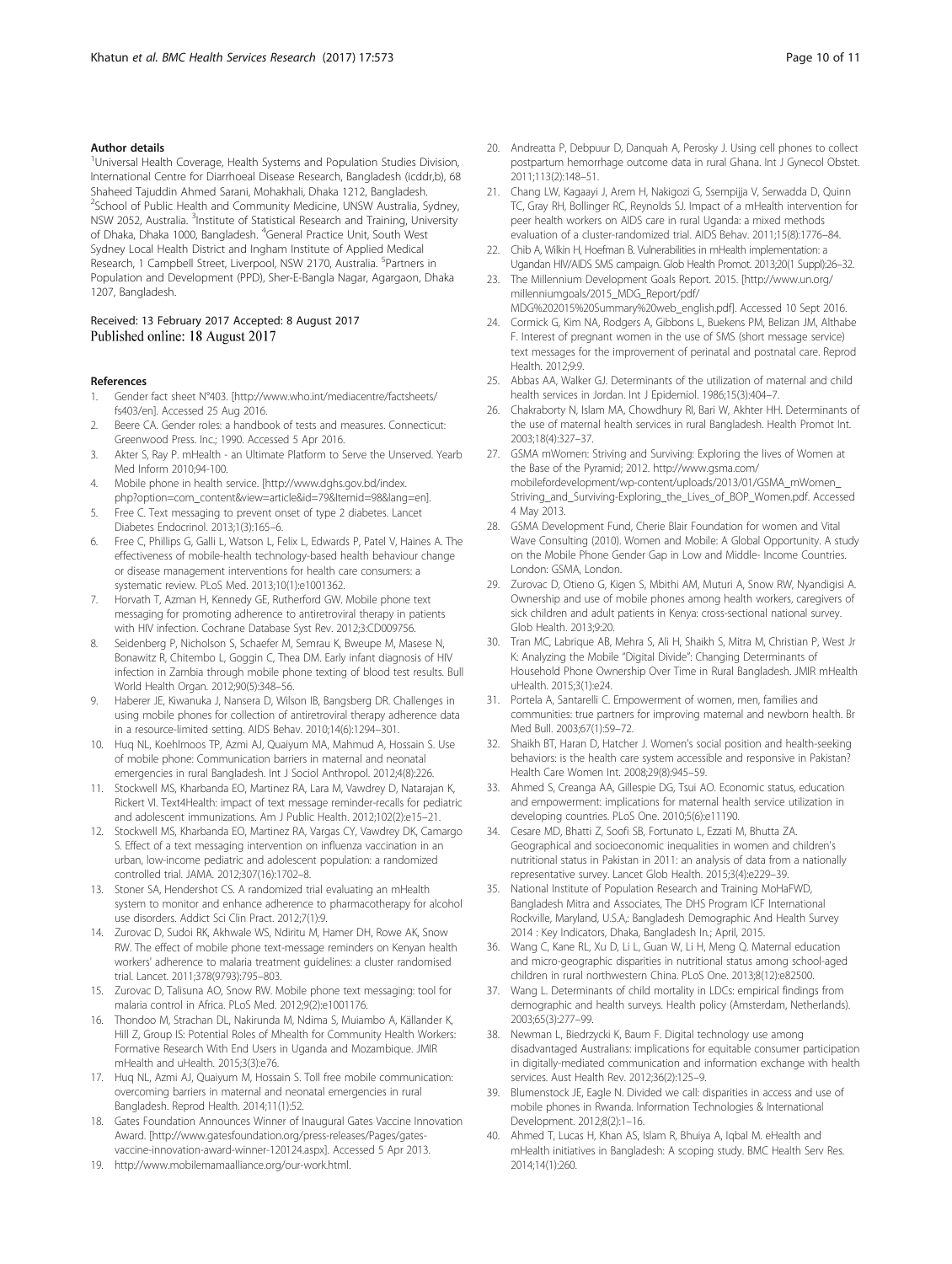#### Author details

[1]Universal Health Coverage, Health Systems and Population Studies Division, International Centre for Diarrhoeal Disease Research, Bangladesh (icddr,b), 68 Shaheed Tajuddin Ahmed Sarani, Mohakhali, Dhaka 1212, Bangladesh. [2]School of Public Health and Community Medicine, UNSW Australia, Sydney, NSW 2052, Australia. [3]Institute of Statistical Research and Training, University of Dhaka, Dhaka 1000, Bangladesh. [4]General Practice Unit, South West Sydney Local Health District and Ingham Institute of Applied Medical Research, 1 Campbell Street, Liverpool, NSW 2170, Australia. [5]Partners in Population and Development (PPD), Sher-E-Bangla Nagar, Agargaon, Dhaka 1207, Bangladesh.

Received: 13 February 2017 Accepted: 8 August 2017
Published online: 18 August 2017

#### References

1. Gender fact sheet N°403. [http://www.who.int/mediacentre/factsheets/fs403/en]. Accessed 25 Aug 2016.
2. Beere CA. Gender roles: a handbook of tests and measures. Connecticut: Greenwood Press. Inc.; 1990. Accessed 5 Apr 2016.
3. Akter S, Ray P. mHealth - an Ultimate Platform to Serve the Unserved. Yearb Med Inform 2010;94-100.
4. Mobile phone in health service. [http://www.dghs.gov.bd/index.php?option=com_content&view=article&id=79&Itemid=98&lang=en].
5. Free C. Text messaging to prevent onset of type 2 diabetes. Lancet Diabetes Endocrinol. 2013;1(3):165–6.
6. Free C, Phillips G, Galli L, Watson L, Felix L, Edwards P, Patel V, Haines A. The effectiveness of mobile-health technology-based health behaviour change or disease management interventions for health care consumers: a systematic review. PLoS Med. 2013;10(1):e1001362.
7. Horvath T, Azman H, Kennedy GE, Rutherford GW. Mobile phone text messaging for promoting adherence to antiretroviral therapy in patients with HIV infection. Cochrane Database Syst Rev. 2012;3:CD009756.
8. Seidenberg P, Nicholson S, Schaefer M, Semrau K, Bweupe M, Masese N, Bonawitz R, Chitembo L, Goggin C, Thea DM. Early infant diagnosis of HIV infection in Zambia through mobile phone texting of blood test results. Bull World Health Organ. 2012;90(5):348–56.
9. Haberer JE, Kiwanuka J, Nansera D, Wilson IB, Bangsberg DR. Challenges in using mobile phones for collection of antiretroviral therapy adherence data in a resource-limited setting. AIDS Behav. 2010;14(6):1294–301.
10. Huq NL, Koehlmoos TP, Azmi AJ, Quaiyum MA, Mahmud A, Hossain S. Use of mobile phone: Communication barriers in maternal and neonatal emergencies in rural Bangladesh. Int J Sociol Anthropol. 2012;4(8):226.
11. Stockwell MS, Kharbanda EO, Martinez RA, Lara M, Vawdrey D, Natarajan K, Rickert VI. Text4Health: impact of text message reminder-recalls for pediatric and adolescent immunizations. Am J Public Health. 2012;102(2):e15–21.
12. Stockwell MS, Kharbanda EO, Martinez RA, Vargas CY, Vawdrey DK, Camargo S. Effect of a text messaging intervention on influenza vaccination in an urban, low-income pediatric and adolescent population: a randomized controlled trial. JAMA. 2012;307(16):1702–8.
13. Stoner SA, Hendershot CS. A randomized trial evaluating an mHealth system to monitor and enhance adherence to pharmacotherapy for alcohol use disorders. Addict Sci Clin Pract. 2012;7(1):9.
14. Zurovac D, Sudoi RK, Akhwale WS, Ndiritu M, Hamer DH, Rowe AK, Snow RW. The effect of mobile phone text-message reminders on Kenyan health workers' adherence to malaria treatment guidelines: a cluster randomised trial. Lancet. 2011;378(9793):795–803.
15. Zurovac D, Talisuna AO, Snow RW. Mobile phone text messaging: tool for malaria control in Africa. PLoS Med. 2012;9(2):e1001176.
16. Thondoo M, Strachan DL, Nakirunda M, Ndima S, Muiambo A, Källander K, Hill Z, Group IS: Potential Roles of Mhealth for Community Health Workers: Formative Research With End Users in Uganda and Mozambique. JMIR mHealth and uHealth. 2015;3(3):e76.
17. Huq NL, Azmi AJ, Quaiyum M, Hossain S. Toll free mobile communication: overcoming barriers in maternal and neonatal emergencies in rural Bangladesh. Reprod Health. 2014;11(1):52.
18. Gates Foundation Announces Winner of Inaugural Gates Vaccine Innovation Award. [http://www.gatesfoundation.org/press-releases/Pages/gates-vaccine-innovation-award-winner-120124.aspx]. Accessed 5 Apr 2013.
19. http://www.mobilemamaalliance.org/our-work.html.
20. Andreatta P, Debpuur D, Danquah A, Perosky J. Using cell phones to collect postpartum hemorrhage outcome data in rural Ghana. Int J Gynecol Obstet. 2011;113(2):148–51.
21. Chang LW, Kagaayi J, Arem H, Nakigozi G, Ssempijja V, Serwadda D, Quinn TC, Gray RH, Bollinger RC, Reynolds SJ. Impact of a mHealth intervention for peer health workers on AIDS care in rural Uganda: a mixed methods evaluation of a cluster-randomized trial. AIDS Behav. 2011;15(8):1776–84.
22. Chib A, Wilkin H, Hoefman B. Vulnerabilities in mHealth implementation: a Ugandan HIV/AIDS SMS campaign. Glob Health Promot. 2013;20(1 Suppl):26–32.
23. The Millennium Development Goals Report. 2015. [http://www.un.org/millenniumgoals/2015_MDG_Report/pdf/MDG%202015%20Summary%20web_english.pdf]. Accessed 10 Sept 2016.
24. Cormick G, Kim NA, Rodgers A, Gibbons L, Buekens PM, Belizan JM, Althabe F. Interest of pregnant women in the use of SMS (short message service) text messages for the improvement of perinatal and postnatal care. Reprod Health. 2012;9:9.
25. Abbas AA, Walker GJ. Determinants of the utilization of maternal and child health services in Jordan. Int J Epidemiol. 1986;15(3):404–7.
26. Chakraborty N, Islam MA, Chowdhury RI, Bari W, Akhter HH. Determinants of the use of maternal health services in rural Bangladesh. Health Promot Int. 2003;18(4):327–37.
27. GSMA mWomen: Striving and Surviving: Exploring the lives of Women at the Base of the Pyramid; 2012. http://www.gsma.com/mobilefordevelopment/wp-content/uploads/2013/01/GSMA_mWomen_Striving_and_Surviving-Exploring_the_Lives_of_BOP_Women.pdf. Accessed 4 May 2013.
28. GSMA Development Fund, Cherie Blair Foundation for women and Vital Wave Consulting (2010). Women and Mobile: A Global Opportunity. A study on the Mobile Phone Gender Gap in Low and Middle- Income Countries. London: GSMA, London.
29. Zurovac D, Otieno G, Kigen S, Mbithi AM, Muturi A, Snow RW, Nyandigisi A. Ownership and use of mobile phones among health workers, caregivers of sick children and adult patients in Kenya: cross-sectional national survey. Glob Health. 2013;9:20.
30. Tran MC, Labrique AB, Mehra S, Ali H, Shaikh S, Mitra M, Christian P, West Jr K: Analyzing the Mobile "Digital Divide": Changing Determinants of Household Phone Ownership Over Time in Rural Bangladesh. JMIR mHealth uHealth. 2015;3(1):e24.
31. Portela A, Santarelli C. Empowerment of women, men, families and communities: true partners for improving maternal and newborn health. Br Med Bull. 2003;67(1):59–72.
32. Shaikh BT, Haran D, Hatcher J. Women's social position and health-seeking behaviors: is the health care system accessible and responsive in Pakistan? Health Care Women Int. 2008;29(8):945–59.
33. Ahmed S, Creanga AA, Gillespie DG, Tsui AO. Economic status, education and empowerment: implications for maternal health service utilization in developing countries. PLoS One. 2010;5(6):e11190.
34. Cesare MD, Bhatti Z, Soofi SB, Fortunato L, Ezzati M, Bhutta ZA. Geographical and socioeconomic inequalities in women and children's nutritional status in Pakistan in 2011: an analysis of data from a nationally representative survey. Lancet Glob Health. 2015;3(4):e229–39.
35. National Institute of Population Research and Training MoHaFWD, Bangladesh Mitra and Associates, The DHS Program ICF International Rockville, Maryland, U.S.A.: Bangladesh Demographic And Health Survey 2014 : Key Indicators, Dhaka, Bangladesh In.; April, 2015.
36. Wang C, Kane RL, Xu D, Li L, Guan W, Li H, Meng Q. Maternal education and micro-geographic disparities in nutritional status among school-aged children in rural northwestern China. PLoS One. 2013;8(12):e82500.
37. Wang L. Determinants of child mortality in LDCs: empirical findings from demographic and health surveys. Health policy (Amsterdam, Netherlands). 2003;65(3):277–99.
38. Newman L, Biedrzycki K, Baum F. Digital technology use among disadvantaged Australians: implications for equitable consumer participation in digitally-mediated communication and information exchange with health services. Aust Health Rev. 2012;36(2):125–9.
39. Blumenstock JE, Eagle N. Divided we call: disparities in access and use of mobile phones in Rwanda. Information Technologies & International Development. 2012;8(2):1–16.
40. Ahmed T, Lucas H, Khan AS, Islam R, Bhuiya A, Iqbal M. eHealth and mHealth initiatives in Bangladesh: A scoping study. BMC Health Serv Res. 2014;14(1):260.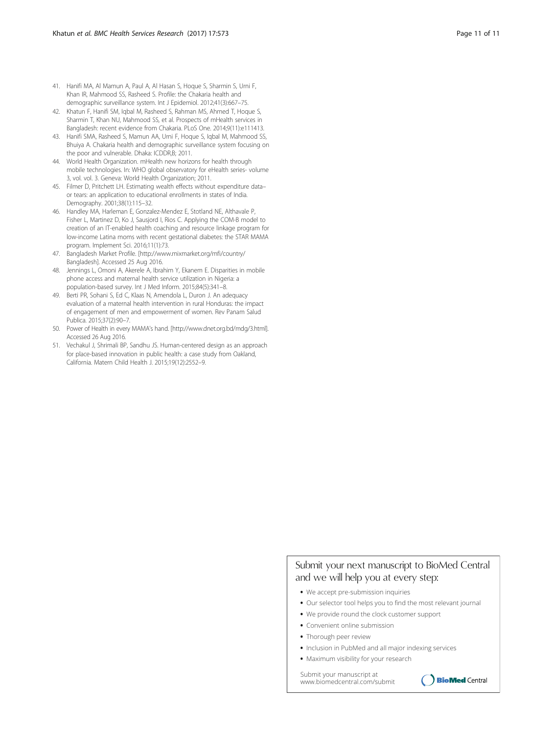41. Hanifi MA, Al Mamun A, Paul A, Al Hasan S, Hoque S, Sharmin S, Urni F, Khan IR, Mahmood SS, Rasheed S. Profile: the Chakaria health and demographic surveillance system. Int J Epidemiol. 2012;41(3):667–75.
42. Khatun F, Hanifi SM, Iqbal M, Rasheed S, Rahman MS, Ahmed T, Hoque S, Sharmin T, Khan NU, Mahmood SS, et al. Prospects of mHealth services in Bangladesh: recent evidence from Chakaria. PLoS One. 2014;9(11):e111413.
43. Hanifi SMA, Rasheed S, Mamun AA, Urni F, Hoque S, Iqbal M, Mahmood SS, Bhuiya A. Chakaria health and demographic surveillance system focusing on the poor and vulnerable. Dhaka: ICDDR,B; 2011.
44. World Health Organization. mHealth new horizons for health through mobile technologies. In: WHO global observatory for eHealth series- volume 3, vol. vol. 3. Geneva: World Health Organization; 2011.
45. Filmer D, Pritchett LH. Estimating wealth effects without expenditure data– or tears: an application to educational enrollments in states of India. Demography. 2001;38(1):115–32.
46. Handley MA, Harleman E, Gonzalez-Mendez E, Stotland NE, Althavale P, Fisher L, Martinez D, Ko J, Sausjord I, Rios C. Applying the COM-B model to creation of an IT-enabled health coaching and resource linkage program for low-income Latina moms with recent gestational diabetes: the STAR MAMA program. Implement Sci. 2016;11(1):73.
47. Bangladesh Market Profile. [http://www.mixmarket.org/mfi/country/Bangladesh]. Accessed 25 Aug 2016.
48. Jennings L, Omoni A, Akerele A, Ibrahim Y, Ekanem E. Disparities in mobile phone access and maternal health service utilization in Nigeria: a population-based survey. Int J Med Inform. 2015;84(5):341–8.
49. Berti PR, Sohani S, Ed C, Klaas N, Amendola L, Duron J. An adequacy evaluation of a maternal health intervention in rural Honduras: the impact of engagement of men and empowerment of women. Rev Panam Salud Publica. 2015;37(2):90–7.
50. Power of Health in every MAMA's hand. [http://www.dnet.org.bd/mdg/3.html]. Accessed 26 Aug 2016.
51. Vechakul J, Shrimali BP, Sandhu JS. Human-centered design as an approach for place-based innovation in public health: a case study from Oakland, California. Matern Child Health J. 2015;19(12):2552–9.

Submit your next manuscript to BioMed Central and we will help you at every step:

- We accept pre-submission inquiries
- Our selector tool helps you to find the most relevant journal
- We provide round the clock customer support
- Convenient online submission
- Thorough peer review
- Inclusion in PubMed and all major indexing services
- Maximum visibility for your research

Submit your manuscript at www.biomedcentral.com/submit

BioMed Central